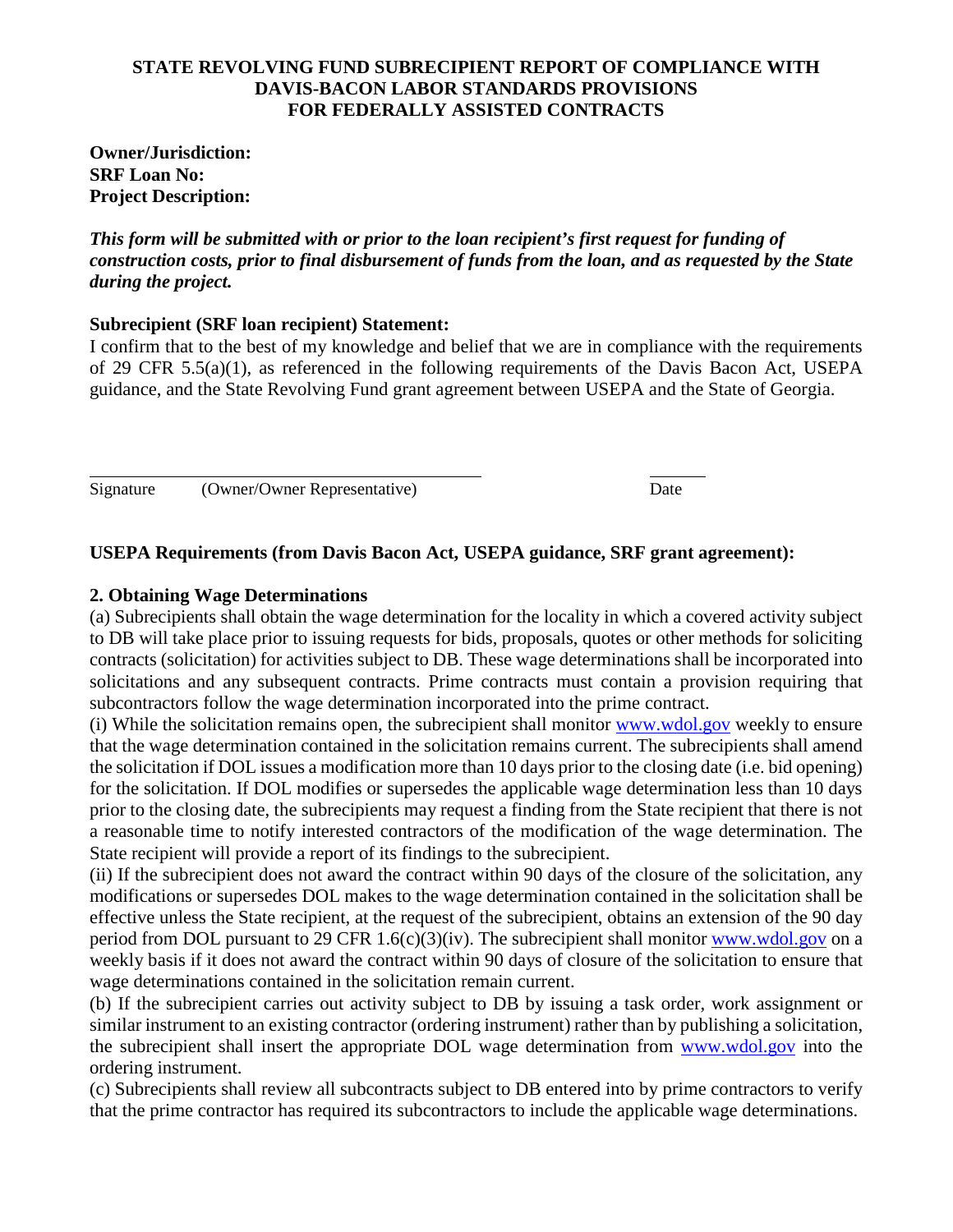# STATE REVOLVING FUND SUBRECIPIENT REPORT OF COMPLIANCE WITH DAVIS-BACON LABOR STANDARDS PROVISIONS FOR FEDERALLY ASSISTED CONTRACTS

**Owner/Jurisdiction:**
**SRF Loan No:**
**Project Description:**

***This form will be submitted with or prior to the loan recipient's first request for funding of construction costs, prior to final disbursement of funds from the loan, and as requested by the State during the project.***

**Subrecipient (SRF loan recipient) Statement:**
I confirm that to the best of my knowledge and belief that we are in compliance with the requirements of 29 CFR 5.5(a)(1), as referenced in the following requirements of the Davis Bacon Act, USEPA guidance, and the State Revolving Fund grant agreement between USEPA and the State of Georgia.

_______________________________________ ______
Signature (Owner/Owner Representative) Date

**USEPA Requirements (from Davis Bacon Act, USEPA guidance, SRF grant agreement):**

**2. Obtaining Wage Determinations**

(a) Subrecipients shall obtain the wage determination for the locality in which a covered activity subject to DB will take place prior to issuing requests for bids, proposals, quotes or other methods for soliciting contracts (solicitation) for activities subject to DB. These wage determinations shall be incorporated into solicitations and any subsequent contracts. Prime contracts must contain a provision requiring that subcontractors follow the wage determination incorporated into the prime contract.

(i) While the solicitation remains open, the subrecipient shall monitor www.wdol.gov weekly to ensure that the wage determination contained in the solicitation remains current. The subrecipients shall amend the solicitation if DOL issues a modification more than 10 days prior to the closing date (i.e. bid opening) for the solicitation. If DOL modifies or supersedes the applicable wage determination less than 10 days prior to the closing date, the subrecipients may request a finding from the State recipient that there is not a reasonable time to notify interested contractors of the modification of the wage determination. The State recipient will provide a report of its findings to the subrecipient.

(ii) If the subrecipient does not award the contract within 90 days of the closure of the solicitation, any modifications or supersedes DOL makes to the wage determination contained in the solicitation shall be effective unless the State recipient, at the request of the subrecipient, obtains an extension of the 90 day period from DOL pursuant to 29 CFR 1.6(c)(3)(iv). The subrecipient shall monitor www.wdol.gov on a weekly basis if it does not award the contract within 90 days of closure of the solicitation to ensure that wage determinations contained in the solicitation remain current.

(b) If the subrecipient carries out activity subject to DB by issuing a task order, work assignment or similar instrument to an existing contractor (ordering instrument) rather than by publishing a solicitation, the subrecipient shall insert the appropriate DOL wage determination from www.wdol.gov into the ordering instrument.

(c) Subrecipients shall review all subcontracts subject to DB entered into by prime contractors to verify that the prime contractor has required its subcontractors to include the applicable wage determinations.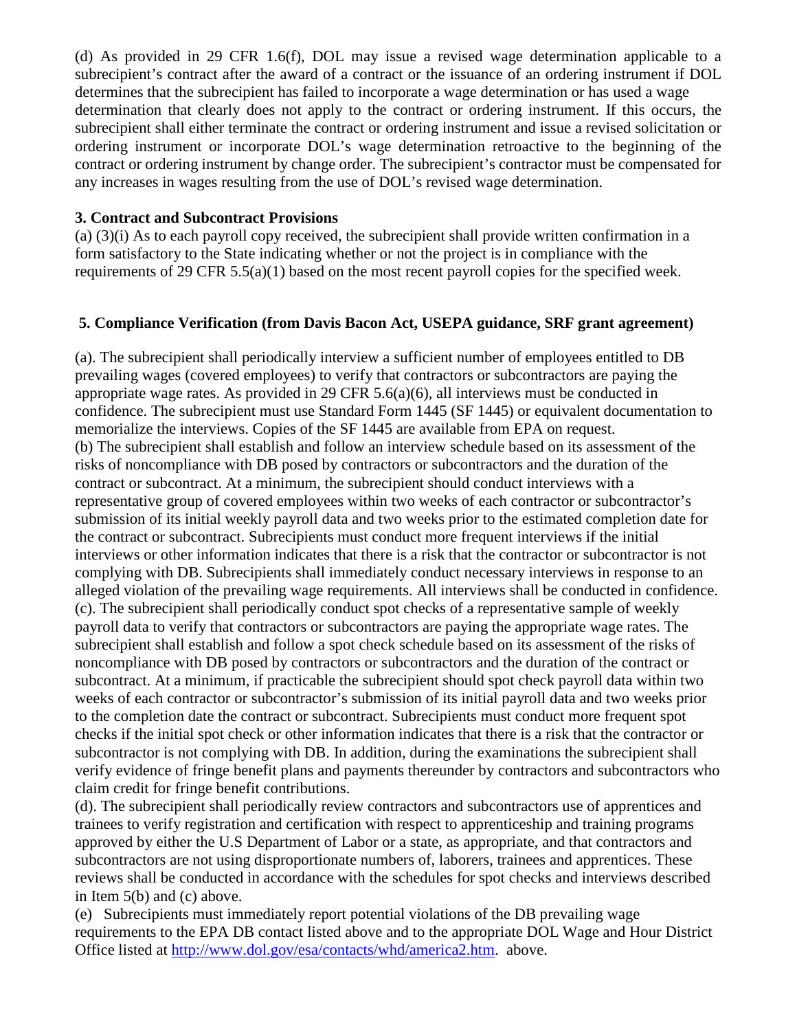(d) As provided in 29 CFR 1.6(f), DOL may issue a revised wage determination applicable to a subrecipient's contract after the award of a contract or the issuance of an ordering instrument if DOL determines that the subrecipient has failed to incorporate a wage determination or has used a wage determination that clearly does not apply to the contract or ordering instrument. If this occurs, the subrecipient shall either terminate the contract or ordering instrument and issue a revised solicitation or ordering instrument or incorporate DOL's wage determination retroactive to the beginning of the contract or ordering instrument by change order. The subrecipient's contractor must be compensated for any increases in wages resulting from the use of DOL's revised wage determination.

**3. Contract and Subcontract Provisions**

(a) (3)(i) As to each payroll copy received, the subrecipient shall provide written confirmation in a form satisfactory to the State indicating whether or not the project is in compliance with the requirements of 29 CFR 5.5(a)(1) based on the most recent payroll copies for the specified week.

**5. Compliance Verification (from Davis Bacon Act, USEPA guidance, SRF grant agreement)**

(a). The subrecipient shall periodically interview a sufficient number of employees entitled to DB prevailing wages (covered employees) to verify that contractors or subcontractors are paying the appropriate wage rates. As provided in 29 CFR 5.6(a)(6), all interviews must be conducted in confidence. The subrecipient must use Standard Form 1445 (SF 1445) or equivalent documentation to memorialize the interviews. Copies of the SF 1445 are available from EPA on request.

(b) The subrecipient shall establish and follow an interview schedule based on its assessment of the risks of noncompliance with DB posed by contractors or subcontractors and the duration of the contract or subcontract. At a minimum, the subrecipient should conduct interviews with a representative group of covered employees within two weeks of each contractor or subcontractor's submission of its initial weekly payroll data and two weeks prior to the estimated completion date for the contract or subcontract. Subrecipients must conduct more frequent interviews if the initial interviews or other information indicates that there is a risk that the contractor or subcontractor is not complying with DB. Subrecipients shall immediately conduct necessary interviews in response to an alleged violation of the prevailing wage requirements. All interviews shall be conducted in confidence.

(c). The subrecipient shall periodically conduct spot checks of a representative sample of weekly payroll data to verify that contractors or subcontractors are paying the appropriate wage rates. The subrecipient shall establish and follow a spot check schedule based on its assessment of the risks of noncompliance with DB posed by contractors or subcontractors and the duration of the contract or subcontract. At a minimum, if practicable the subrecipient should spot check payroll data within two weeks of each contractor or subcontractor's submission of its initial payroll data and two weeks prior to the completion date the contract or subcontract. Subrecipients must conduct more frequent spot checks if the initial spot check or other information indicates that there is a risk that the contractor or subcontractor is not complying with DB. In addition, during the examinations the subrecipient shall verify evidence of fringe benefit plans and payments thereunder by contractors and subcontractors who claim credit for fringe benefit contributions.

(d). The subrecipient shall periodically review contractors and subcontractors use of apprentices and trainees to verify registration and certification with respect to apprenticeship and training programs approved by either the U.S Department of Labor or a state, as appropriate, and that contractors and subcontractors are not using disproportionate numbers of, laborers, trainees and apprentices. These reviews shall be conducted in accordance with the schedules for spot checks and interviews described in Item 5(b) and (c) above.

(e) Subrecipients must immediately report potential violations of the DB prevailing wage requirements to the EPA DB contact listed above and to the appropriate DOL Wage and Hour District Office listed at http://www.dol.gov/esa/contacts/whd/america2.htm. above.